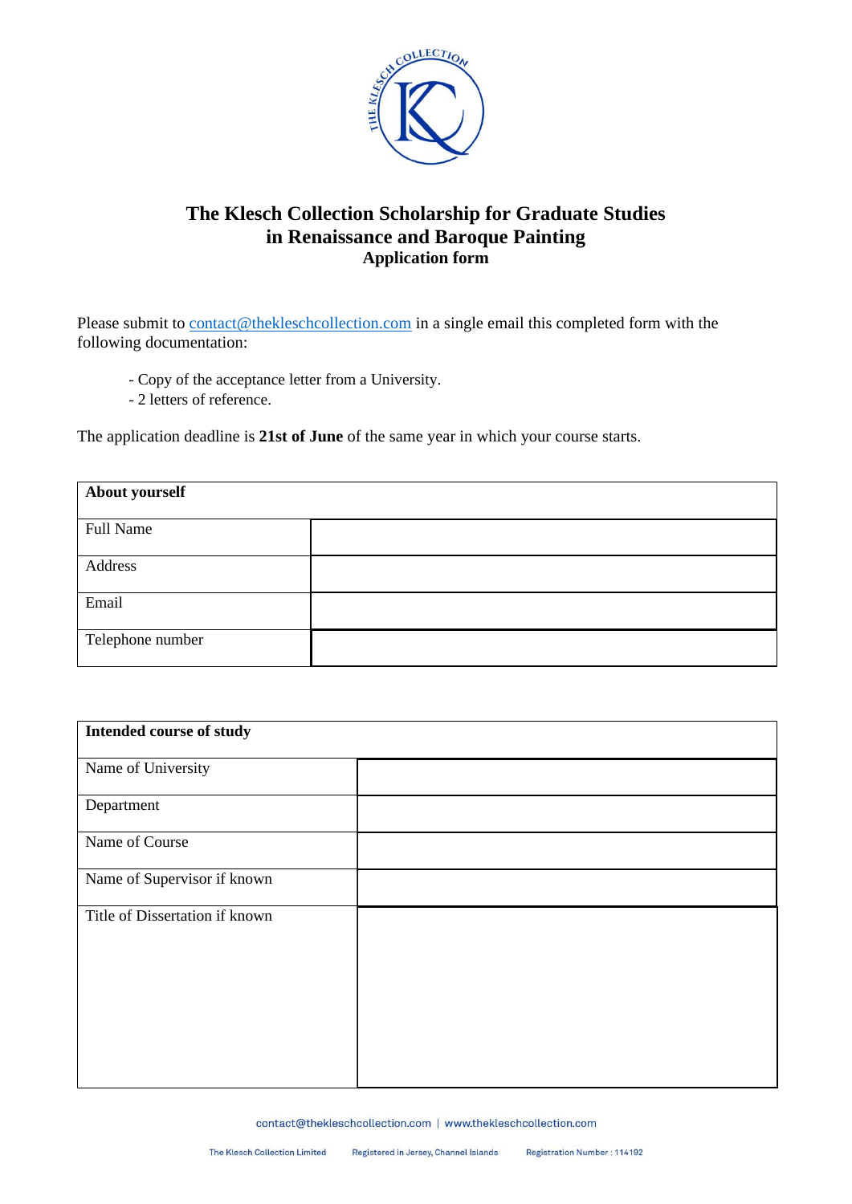# The Klesch Collection Scholarship for Graduate Studies in Renaissance and Baroque Painting

## Application form

Please submit to contact@thekleschcollection.com in a single email this completed form with the following documentation:

- Copy of the acceptance letter from a University.
- 2 letters of reference.

The application deadline is **21st of June** of the same year in which your course starts.

| **About yourself** | |
|---|---|
| Full Name | |
| Address | |
| Email | |
| Telephone number | |

| **Intended course of study** | |
|---|---|
| Name of University | |
| Department | |
| Name of Course | |
| Name of Supervisor if known | |
| Title of Dissertation if known | |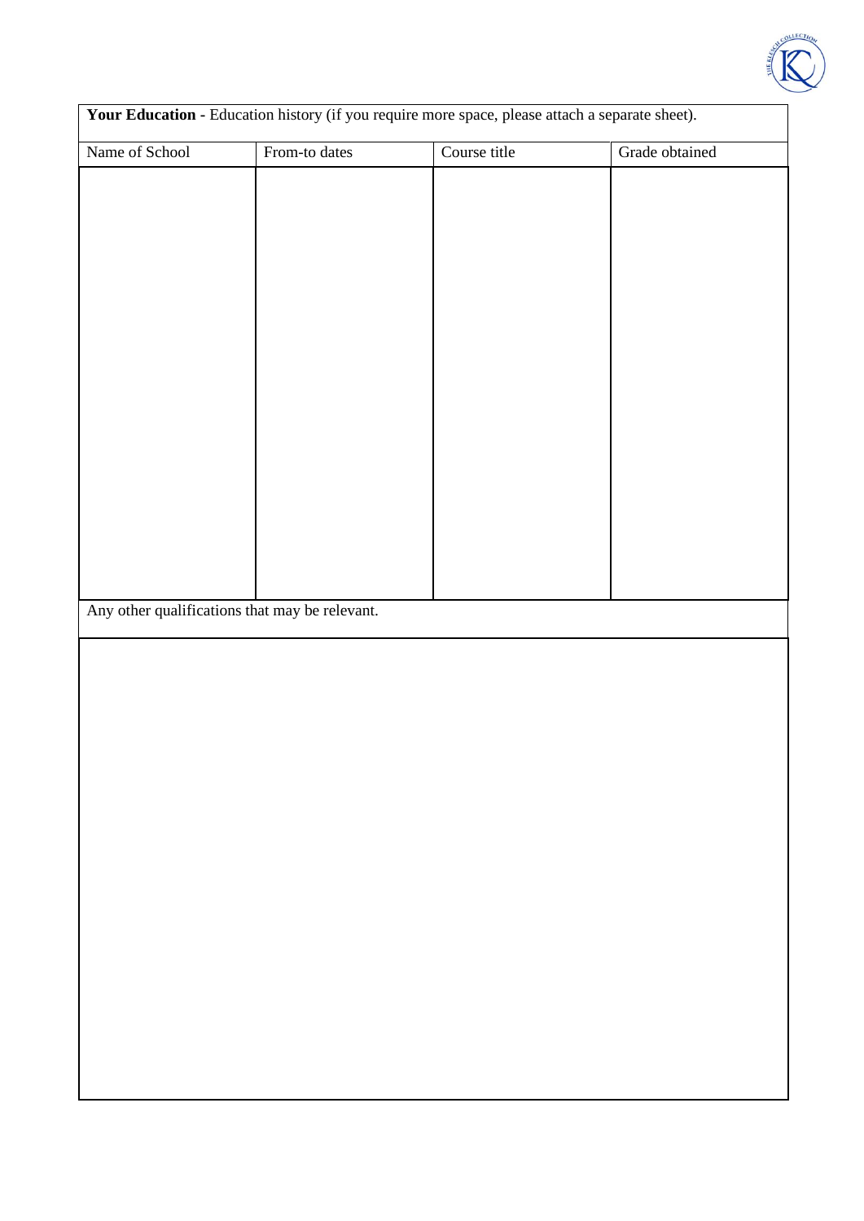**Your Education -** Education history (if you require more space, please attach a separate sheet).

| Name of School | From-to dates | Course title | Grade obtained |
|---|---|---|---|
| | | | |

Any other qualifications that may be relevant.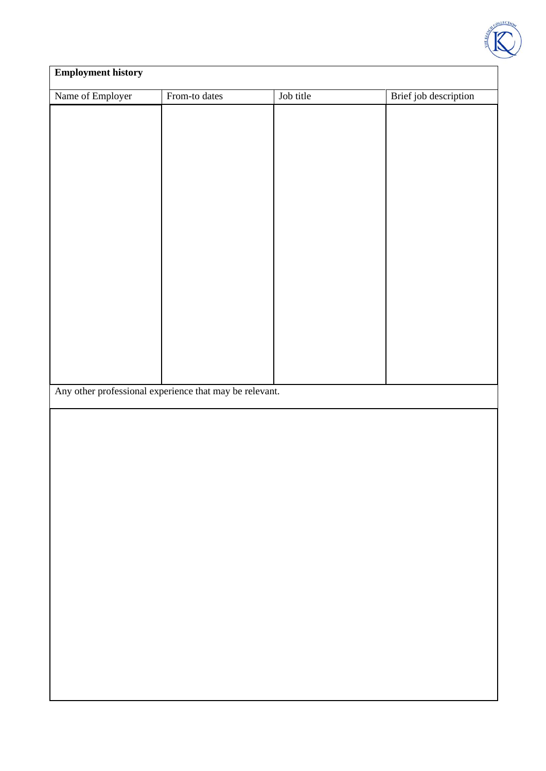**Employment history**

| Name of Employer | From-to dates | Job title | Brief job description |
| --- | --- | --- | --- |
| | | | |

Any other professional experience that may be relevant.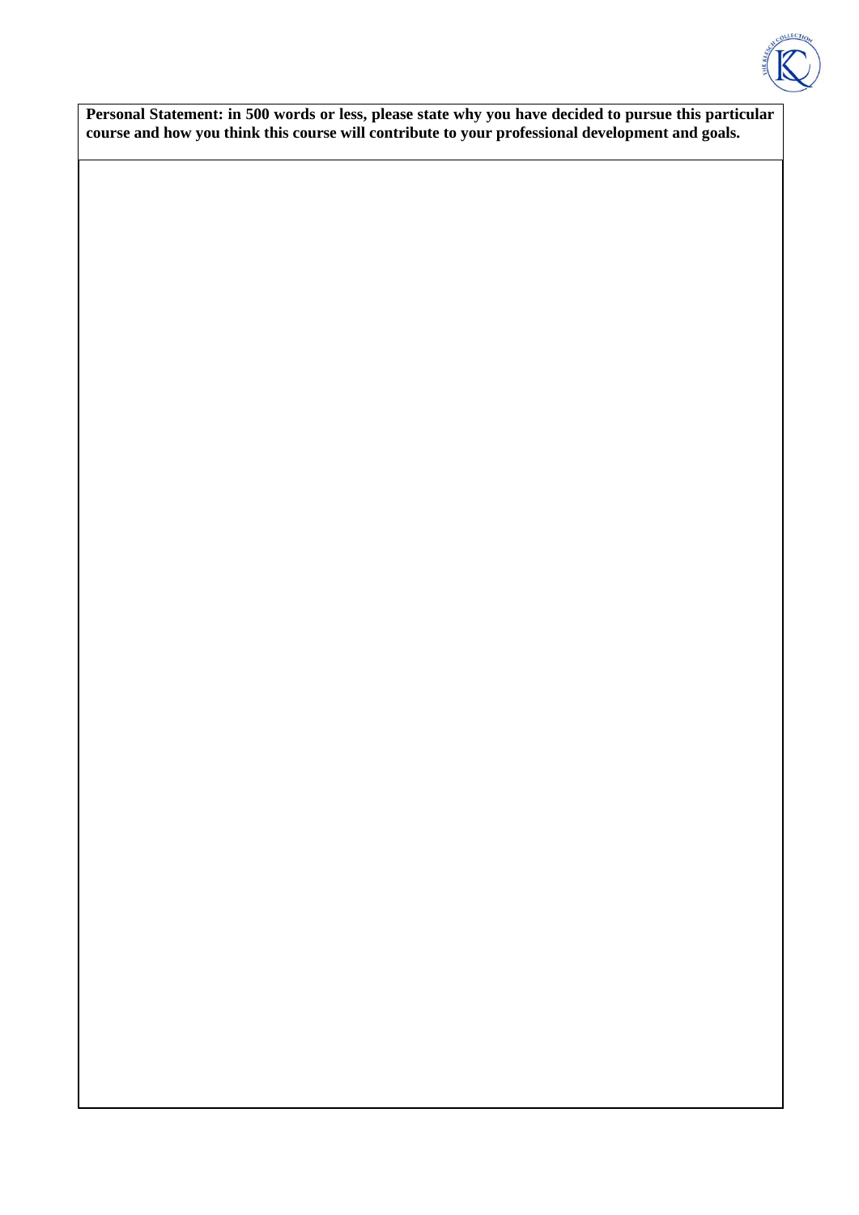**Personal Statement: in 500 words or less, please state why you have decided to pursue this particular course and how you think this course will contribute to your professional development and goals.**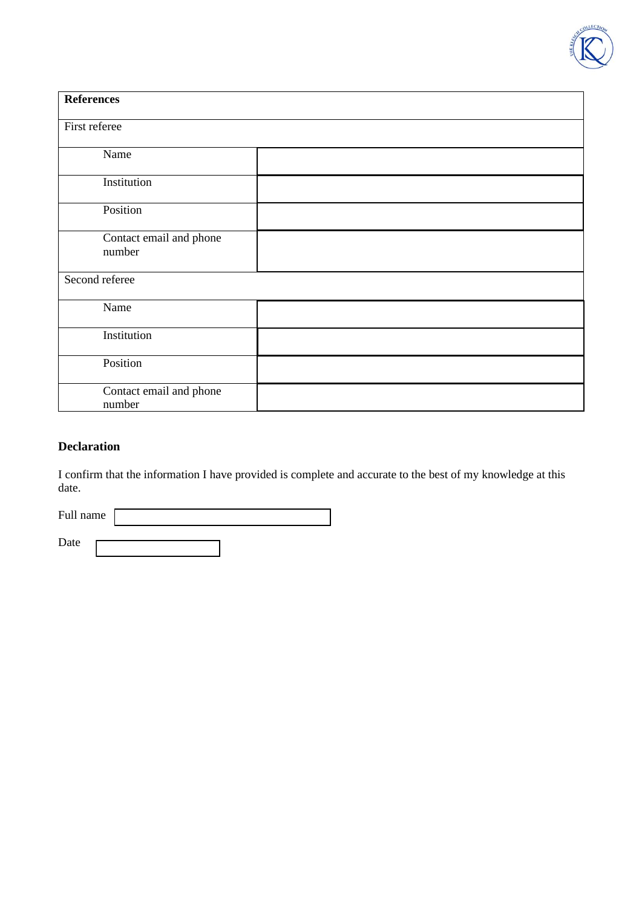| **References** | |
|---|---|
| First referee | |
| Name | |
| Institution | |
| Position | |
| Contact email and phone number | |
| Second referee | |
| Name | |
| Institution | |
| Position | |
| Contact email and phone number | |

**Declaration**

I confirm that the information I have provided is complete and accurate to the best of my knowledge at this date.

Full name

Date